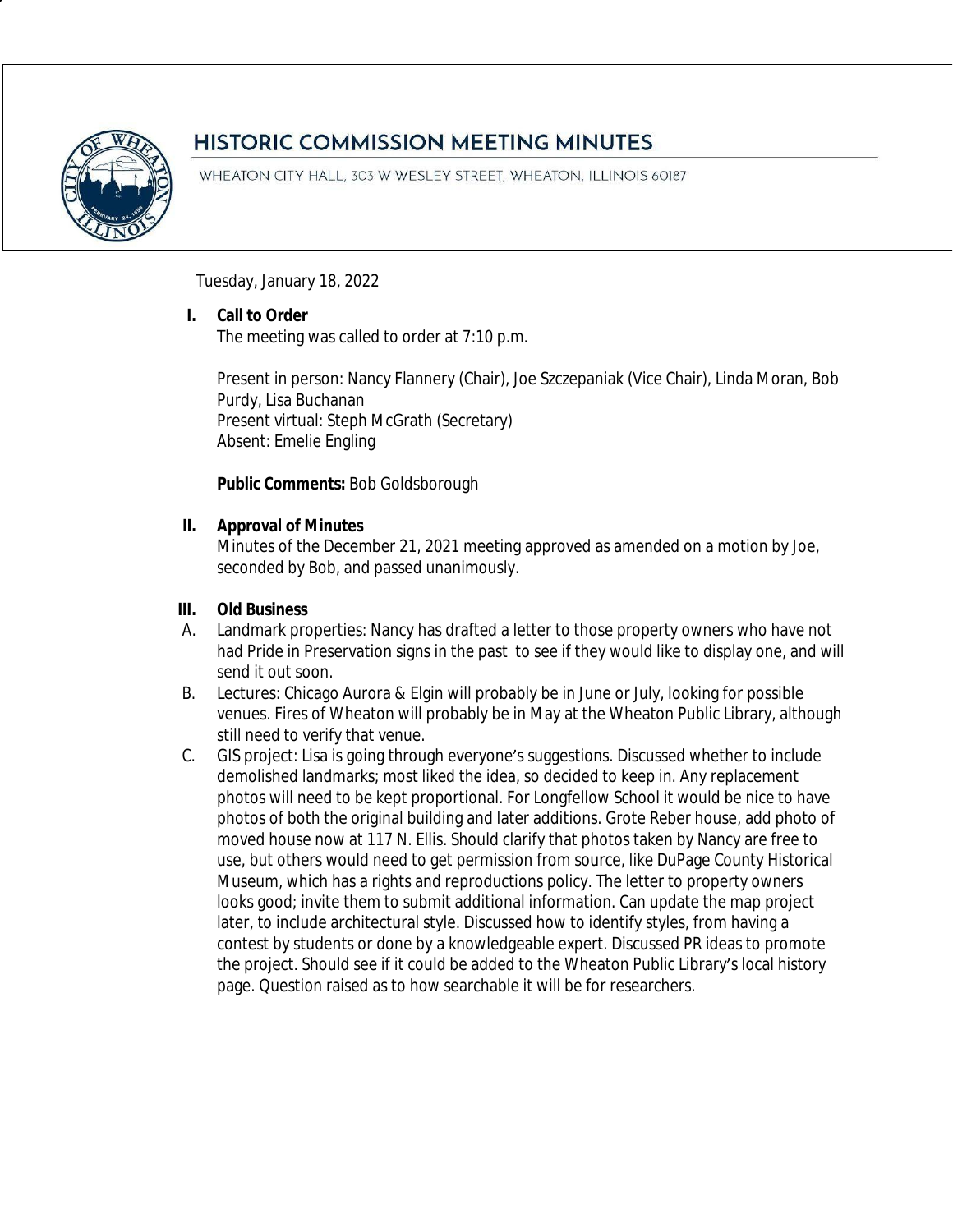# HISTORIC COMMISSION MEETING MINUTES

WHEATON CITY HALL, 303 W WESLEY STREET, WHEATON, ILLINOIS 60187

Tuesday, January 18, 2022

## I. Call to Order

The meeting was called to order at 7:10 p.m.

Present in person: Nancy Flannery (Chair), Joe Szczepaniak (Vice Chair), Linda Moran, Bob Purdy, Lisa Buchanan
Present virtual: Steph McGrath (Secretary)
Absent: Emelie Engling

**Public Comments:** Bob Goldsborough

## II. Approval of Minutes

Minutes of the December 21, 2021 meeting approved as amended on a motion by Joe, seconded by Bob, and passed unanimously.

## III. Old Business

A. Landmark properties: Nancy has drafted a letter to those property owners who have not had Pride in Preservation signs in the past to see if they would like to display one, and will send it out soon.

B. Lectures: Chicago Aurora & Elgin will probably be in June or July, looking for possible venues. Fires of Wheaton will probably be in May at the Wheaton Public Library, although still need to verify that venue.

C. GIS project: Lisa is going through everyone's suggestions. Discussed whether to include demolished landmarks; most liked the idea, so decided to keep in. Any replacement photos will need to be kept proportional. For Longfellow School it would be nice to have photos of both the original building and later additions. Grote Reber house, add photo of moved house now at 117 N. Ellis. Should clarify that photos taken by Nancy are free to use, but others would need to get permission from source, like DuPage County Historical Museum, which has a rights and reproductions policy. The letter to property owners looks good; invite them to submit additional information. Can update the map project later, to include architectural style. Discussed how to identify styles, from having a contest by students or done by a knowledgeable expert. Discussed PR ideas to promote the project. Should see if it could be added to the Wheaton Public Library's local history page. Question raised as to how searchable it will be for researchers.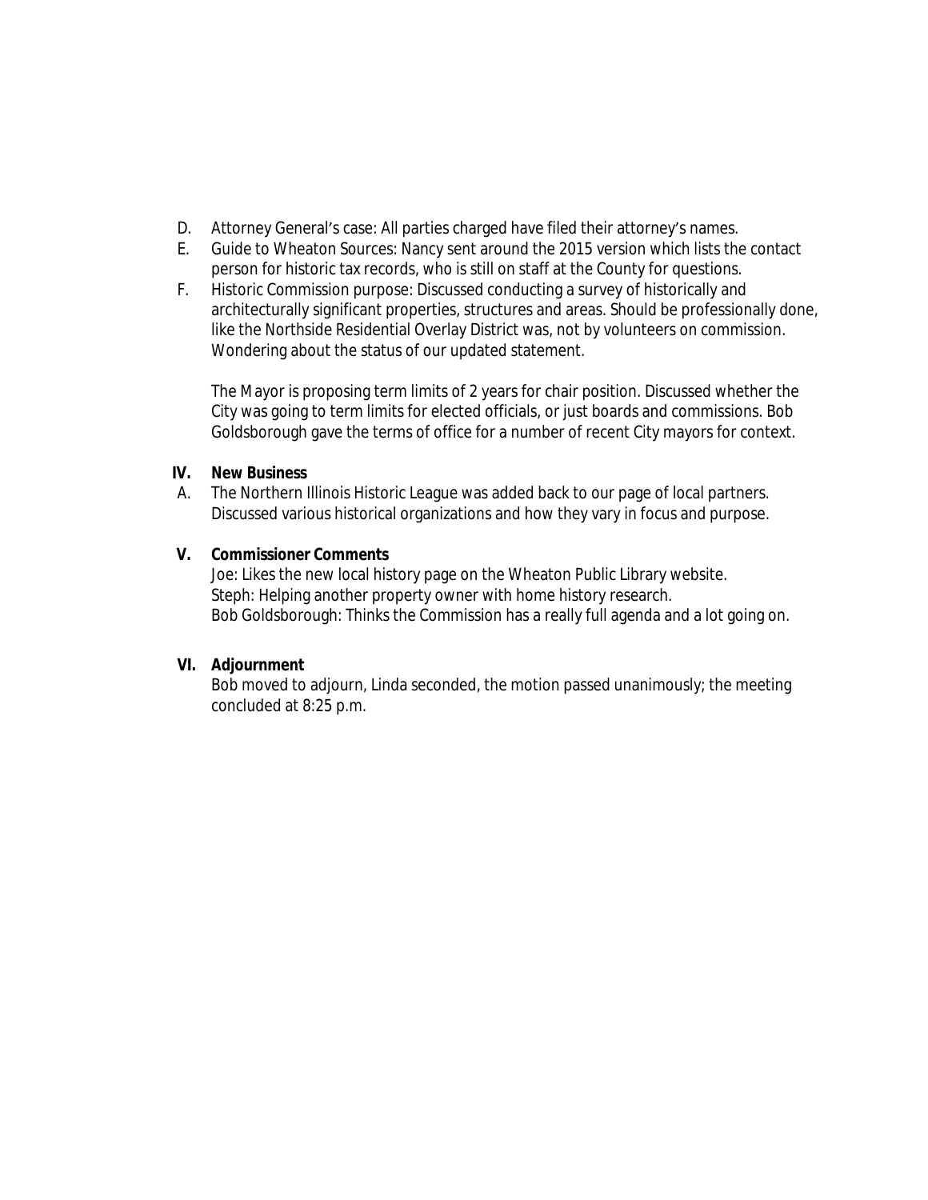D. Attorney General's case: All parties charged have filed their attorney's names.

E. Guide to Wheaton Sources: Nancy sent around the 2015 version which lists the contact person for historic tax records, who is still on staff at the County for questions.

F. Historic Commission purpose: Discussed conducting a survey of historically and architecturally significant properties, structures and areas. Should be professionally done, like the Northside Residential Overlay District was, not by volunteers on commission. Wondering about the status of our updated statement.

   The Mayor is proposing term limits of 2 years for chair position. Discussed whether the City was going to term limits for elected officials, or just boards and commissions. Bob Goldsborough gave the terms of office for a number of recent City mayors for context.

**IV. New Business**

A. The Northern Illinois Historic League was added back to our page of local partners. Discussed various historical organizations and how they vary in focus and purpose.

**V. Commissioner Comments**

Joe: Likes the new local history page on the Wheaton Public Library website.
Steph: Helping another property owner with home history research.
Bob Goldsborough: Thinks the Commission has a really full agenda and a lot going on.

**VI. Adjournment**

Bob moved to adjourn, Linda seconded, the motion passed unanimously; the meeting concluded at 8:25 p.m.